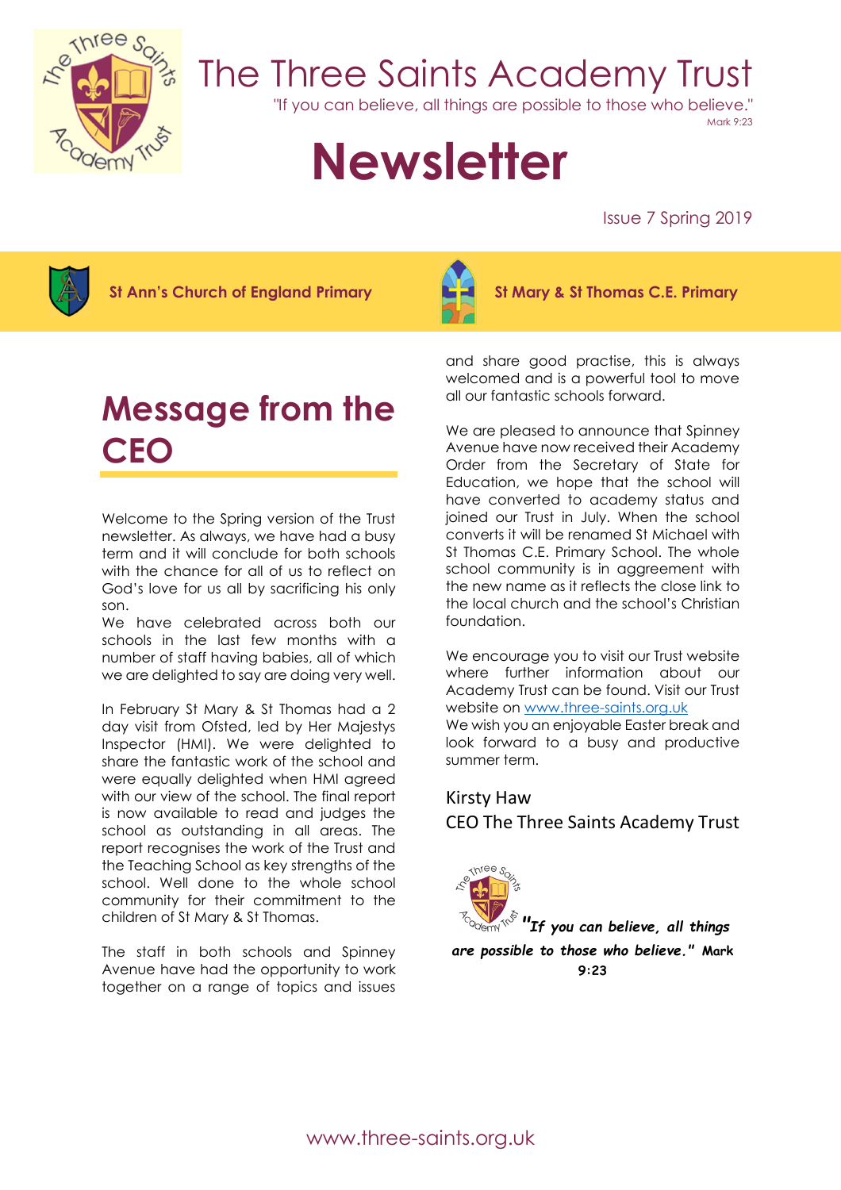# The Three Saints Academy Trust

"If you can believe, all things are possible to those who believe."
Mark 9:23

# Newsletter

Issue 7 Spring 2019

**St Ann's Church of England Primary** | **St Mary & St Thomas C.E. Primary**

## Message from the CEO

Welcome to the Spring version of the Trust newsletter. As always, we have had a busy term and it will conclude for both schools with the chance for all of us to reflect on God's love for us all by sacrificing his only son.
We have celebrated across both our schools in the last few months with a number of staff having babies, all of which we are delighted to say are doing very well.

In February St Mary & St Thomas had a 2 day visit from Ofsted, led by Her Majestys Inspector (HMI). We were delighted to share the fantastic work of the school and were equally delighted when HMI agreed with our view of the school. The final report is now available to read and judges the school as outstanding in all areas. The report recognises the work of the Trust and the Teaching School as key strengths of the school. Well done to the whole school community for their commitment to the children of St Mary & St Thomas.

The staff in both schools and Spinney Avenue have had the opportunity to work together on a range of topics and issues and share good practise, this is always welcomed and is a powerful tool to move all our fantastic schools forward.

We are pleased to announce that Spinney Avenue have now received their Academy Order from the Secretary of State for Education, we hope that the school will have converted to academy status and joined our Trust in July. When the school converts it will be renamed St Michael with St Thomas C.E. Primary School. The whole school community is in aggreement with the new name as it reflects the close link to the local church and the school's Christian foundation.

We encourage you to visit our Trust website where further information about our Academy Trust can be found. Visit our Trust website on www.three-saints.org.uk
We wish you an enjoyable Easter break and look forward to a busy and productive summer term.

Kirsty Haw
CEO The Three Saints Academy Trust

***"If you can believe, all things are possible to those who believe."*** **Mark 9:23**

www.three-saints.org.uk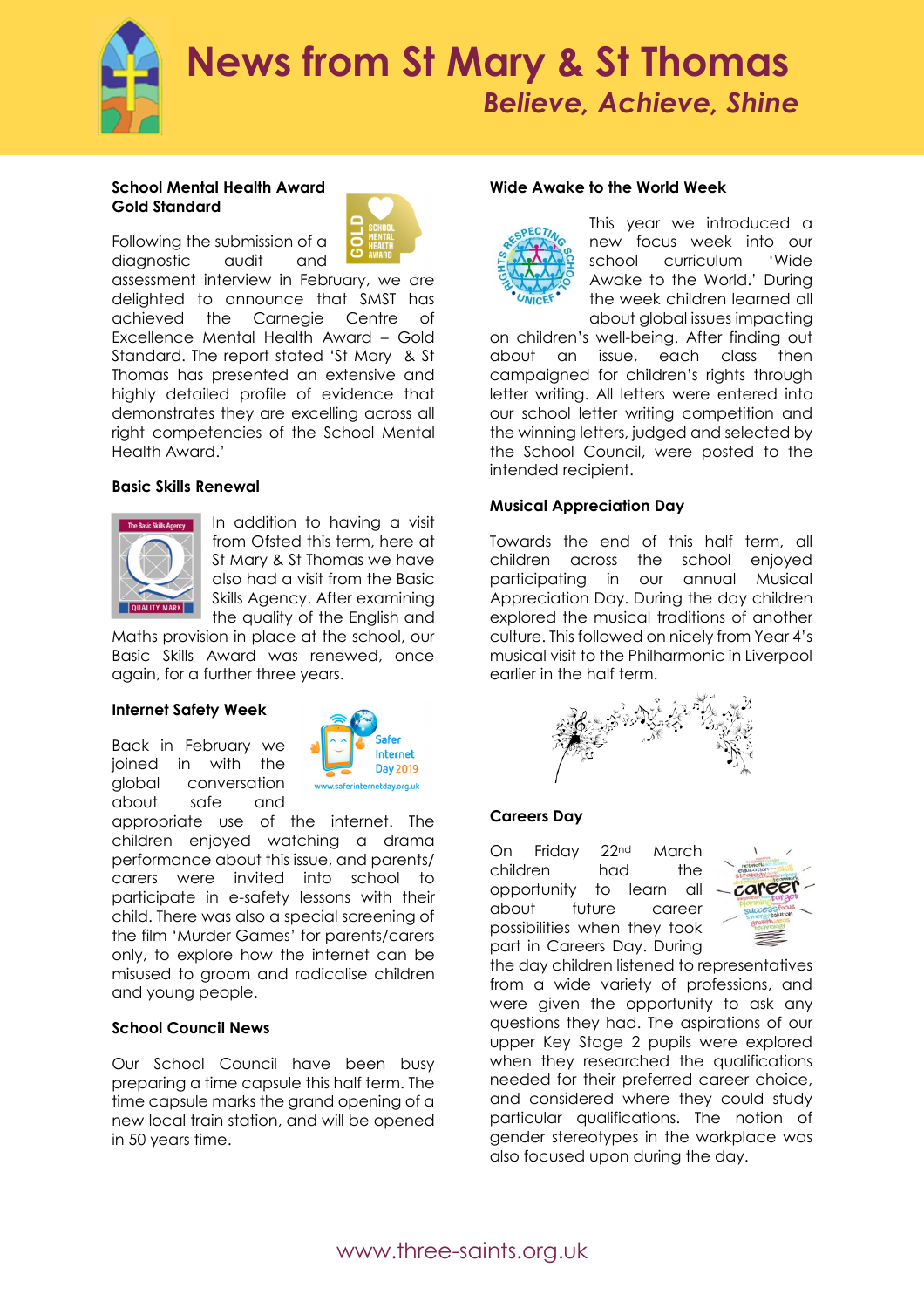# News from St Mary & St Thomas

*Believe, Achieve, Shine*

### School Mental Health Award Gold Standard

Following the submission of a diagnostic audit and assessment interview in February, we are delighted to announce that SMST has achieved the Carnegie Centre of Excellence Mental Health Award – Gold Standard. The report stated 'St Mary & St Thomas has presented an extensive and highly detailed profile of evidence that demonstrates they are excelling across all right competencies of the School Mental Health Award.'

### Basic Skills Renewal

In addition to having a visit from Ofsted this term, here at St Mary & St Thomas we have also had a visit from the Basic Skills Agency. After examining the quality of the English and Maths provision in place at the school, our Basic Skills Award was renewed, once again, for a further three years.

### Internet Safety Week

Back in February we joined in with the global conversation about safe and appropriate use of the internet. The children enjoyed watching a drama performance about this issue, and parents/carers were invited into school to participate in e-safety lessons with their child. There was also a special screening of the film 'Murder Games' for parents/carers only, to explore how the internet can be misused to groom and radicalise children and young people.

### School Council News

Our School Council have been busy preparing a time capsule this half term. The time capsule marks the grand opening of a new local train station, and will be opened in 50 years time.

### Wide Awake to the World Week

This year we introduced a new focus week into our school curriculum 'Wide Awake to the World.' During the week children learned all about global issues impacting on children's well-being. After finding out about an issue, each class then campaigned for children's rights through letter writing. All letters were entered into our school letter writing competition and the winning letters, judged and selected by the School Council, were posted to the intended recipient.

### Musical Appreciation Day

Towards the end of this half term, all children across the school enjoyed participating in our annual Musical Appreciation Day. During the day children explored the musical traditions of another culture. This followed on nicely from Year 4's musical visit to the Philharmonic in Liverpool earlier in the half term.

### Careers Day

On Friday 22nd March children had the opportunity to learn all about future career possibilities when they took part in Careers Day. During the day children listened to representatives from a wide variety of professions, and were given the opportunity to ask any questions they had. The aspirations of our upper Key Stage 2 pupils were explored when they researched the qualifications needed for their preferred career choice, and considered where they could study particular qualifications. The notion of gender stereotypes in the workplace was also focused upon during the day.

www.three-saints.org.uk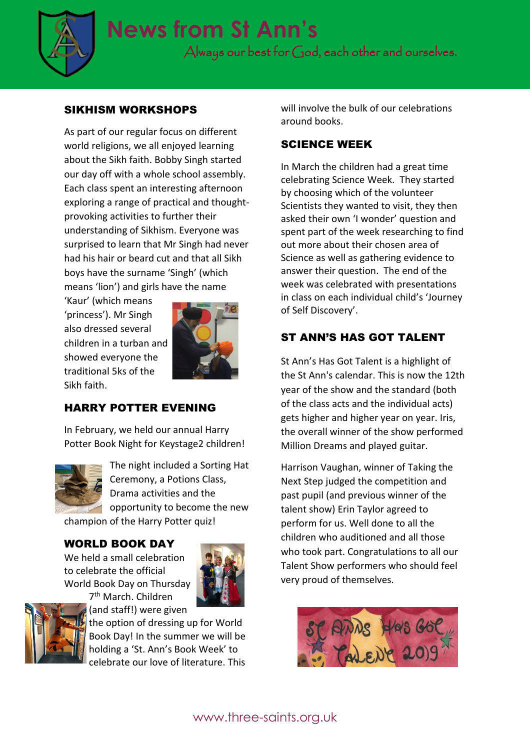# News from St Ann's

Always our best for God, each other and ourselves.

## SIKHISM WORKSHOPS

As part of our regular focus on different world religions, we all enjoyed learning about the Sikh faith. Bobby Singh started our day off with a whole school assembly. Each class spent an interesting afternoon exploring a range of practical and thought-provoking activities to further their understanding of Sikhism. Everyone was surprised to learn that Mr Singh had never had his hair or beard cut and that all Sikh boys have the surname 'Singh' (which means 'lion') and girls have the name 'Kaur' (which means 'princess'). Mr Singh also dressed several children in a turban and showed everyone the traditional 5ks of the Sikh faith.

## HARRY POTTER EVENING

In February, we held our annual Harry Potter Book Night for Keystage2 children!

The night included a Sorting Hat Ceremony, a Potions Class, Drama activities and the opportunity to become the new champion of the Harry Potter quiz!

## WORLD BOOK DAY

We held a small celebration to celebrate the official World Book Day on Thursday 7th March. Children (and staff!) were given the option of dressing up for World Book Day! In the summer we will be holding a 'St. Ann's Book Week' to celebrate our love of literature. This will involve the bulk of our celebrations around books.

## SCIENCE WEEK

In March the children had a great time celebrating Science Week. They started by choosing which of the volunteer Scientists they wanted to visit, they then asked their own 'I wonder' question and spent part of the week researching to find out more about their chosen area of Science as well as gathering evidence to answer their question. The end of the week was celebrated with presentations in class on each individual child's 'Journey of Self Discovery'.

## ST ANN'S HAS GOT TALENT

St Ann's Has Got Talent is a highlight of the St Ann's calendar. This is now the 12th year of the show and the standard (both of the class acts and the individual acts) gets higher and higher year on year. Iris, the overall winner of the show performed Million Dreams and played guitar.

Harrison Vaughan, winner of Taking the Next Step judged the competition and past pupil (and previous winner of the talent show) Erin Taylor agreed to perform for us. Well done to all the children who auditioned and all those who took part. Congratulations to all our Talent Show performers who should feel very proud of themselves.

www.three-saints.org.uk